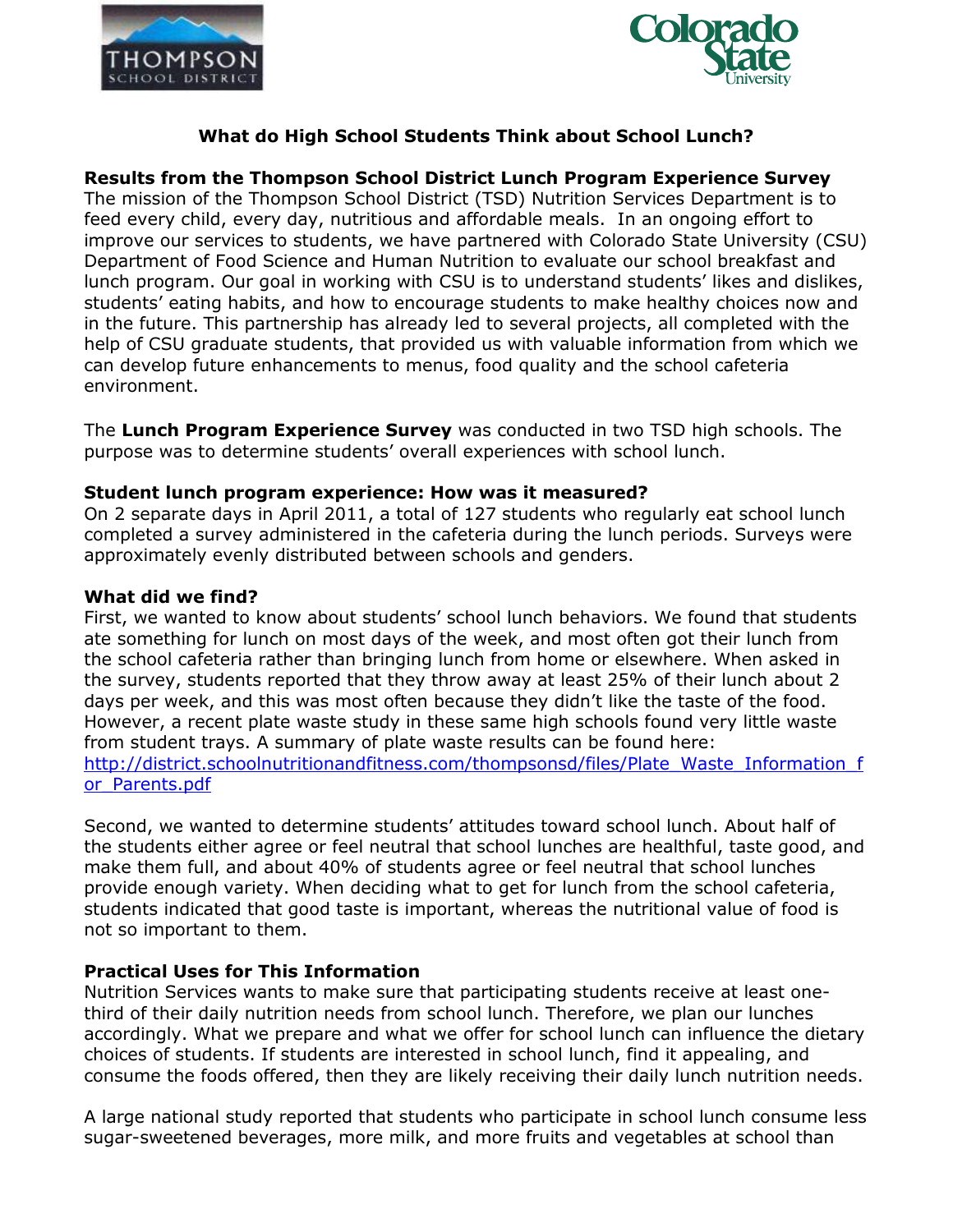# What do High School Students Think about School Lunch?

## Results from the Thompson School District Lunch Program Experience Survey

The mission of the Thompson School District (TSD) Nutrition Services Department is to feed every child, every day, nutritious and affordable meals. In an ongoing effort to improve our services to students, we have partnered with Colorado State University (CSU) Department of Food Science and Human Nutrition to evaluate our school breakfast and lunch program. Our goal in working with CSU is to understand students' likes and dislikes, students' eating habits, and how to encourage students to make healthy choices now and in the future. This partnership has already led to several projects, all completed with the help of CSU graduate students, that provided us with valuable information from which we can develop future enhancements to menus, food quality and the school cafeteria environment.

The **Lunch Program Experience Survey** was conducted in two TSD high schools. The purpose was to determine students' overall experiences with school lunch.

## Student lunch program experience: How was it measured?

On 2 separate days in April 2011, a total of 127 students who regularly eat school lunch completed a survey administered in the cafeteria during the lunch periods. Surveys were approximately evenly distributed between schools and genders.

## What did we find?

First, we wanted to know about students' school lunch behaviors. We found that students ate something for lunch on most days of the week, and most often got their lunch from the school cafeteria rather than bringing lunch from home or elsewhere. When asked in the survey, students reported that they throw away at least 25% of their lunch about 2 days per week, and this was most often because they didn't like the taste of the food. However, a recent plate waste study in these same high schools found very little waste from student trays. A summary of plate waste results can be found here: http://district.schoolnutritionandfitness.com/thompsonsd/files/Plate_Waste_Information_for_Parents.pdf

Second, we wanted to determine students' attitudes toward school lunch. About half of the students either agree or feel neutral that school lunches are healthful, taste good, and make them full, and about 40% of students agree or feel neutral that school lunches provide enough variety. When deciding what to get for lunch from the school cafeteria, students indicated that good taste is important, whereas the nutritional value of food is not so important to them.

## Practical Uses for This Information

Nutrition Services wants to make sure that participating students receive at least one-third of their daily nutrition needs from school lunch. Therefore, we plan our lunches accordingly. What we prepare and what we offer for school lunch can influence the dietary choices of students. If students are interested in school lunch, find it appealing, and consume the foods offered, then they are likely receiving their daily lunch nutrition needs.

A large national study reported that students who participate in school lunch consume less sugar-sweetened beverages, more milk, and more fruits and vegetables at school than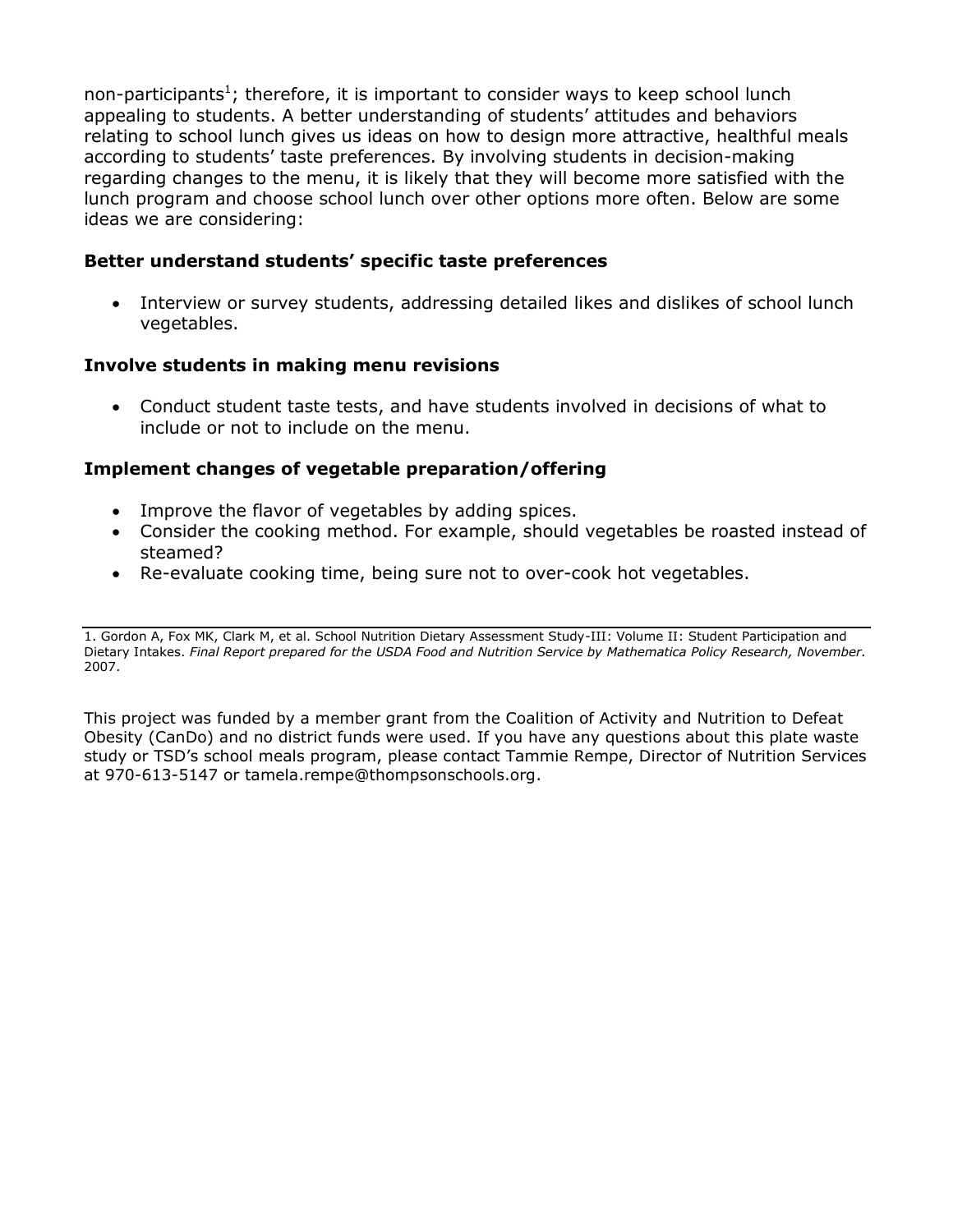non-participants[1]; therefore, it is important to consider ways to keep school lunch appealing to students. A better understanding of students' attitudes and behaviors relating to school lunch gives us ideas on how to design more attractive, healthful meals according to students' taste preferences. By involving students in decision-making regarding changes to the menu, it is likely that they will become more satisfied with the lunch program and choose school lunch over other options more often. Below are some ideas we are considering:

### Better understand students' specific taste preferences

- Interview or survey students, addressing detailed likes and dislikes of school lunch vegetables.

### Involve students in making menu revisions

- Conduct student taste tests, and have students involved in decisions of what to include or not to include on the menu.

### Implement changes of vegetable preparation/offering

- Improve the flavor of vegetables by adding spices.
- Consider the cooking method. For example, should vegetables be roasted instead of steamed?
- Re-evaluate cooking time, being sure not to over-cook hot vegetables.

---

1. Gordon A, Fox MK, Clark M, et al. School Nutrition Dietary Assessment Study-III: Volume II: Student Participation and Dietary Intakes. *Final Report prepared for the USDA Food and Nutrition Service by Mathematica Policy Research, November.* 2007.

This project was funded by a member grant from the Coalition of Activity and Nutrition to Defeat Obesity (CanDo) and no district funds were used. If you have any questions about this plate waste study or TSD's school meals program, please contact Tammie Rempe, Director of Nutrition Services at 970-613-5147 or tamela.rempe@thompsonschools.org.